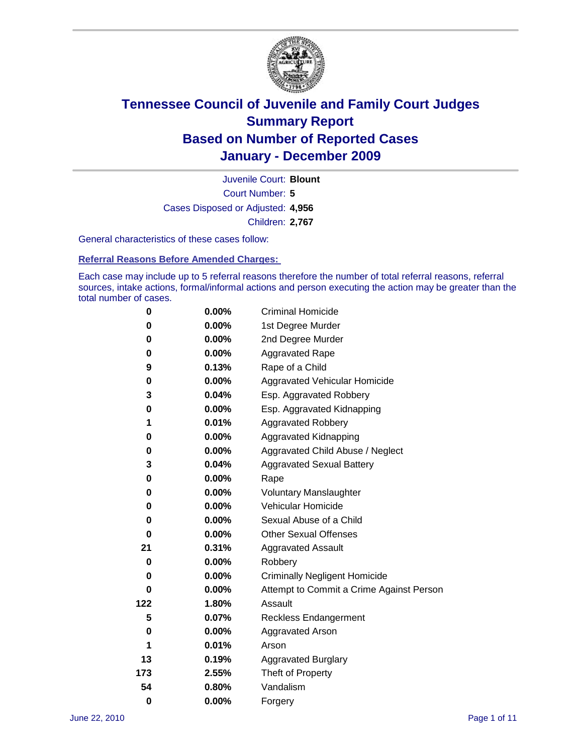# Tennessee Council of Juvenile and Family Court Judges
## Summary Report
## Based on Number of Reported Cases
## January - December 2009

Juvenile Court: **Blount**
Court Number: **5**
Cases Disposed or Adjusted: **4,956**
Children: **2,767**

General characteristics of these cases follow:

### Referral Reasons Before Amended Charges:

Each case may include up to 5 referral reasons therefore the number of total referral reasons, referral sources, intake actions, formal/informal actions and person executing the action may be greater than the total number of cases.

| Count | Percent | Referral Reason |
|---|---|---|
| 0 | 0.00% | Criminal Homicide |
| 0 | 0.00% | 1st Degree Murder |
| 0 | 0.00% | 2nd Degree Murder |
| 0 | 0.00% | Aggravated Rape |
| 9 | 0.13% | Rape of a Child |
| 0 | 0.00% | Aggravated Vehicular Homicide |
| 3 | 0.04% | Esp. Aggravated Robbery |
| 0 | 0.00% | Esp. Aggravated Kidnapping |
| 1 | 0.01% | Aggravated Robbery |
| 0 | 0.00% | Aggravated Kidnapping |
| 0 | 0.00% | Aggravated Child Abuse / Neglect |
| 3 | 0.04% | Aggravated Sexual Battery |
| 0 | 0.00% | Rape |
| 0 | 0.00% | Voluntary Manslaughter |
| 0 | 0.00% | Vehicular Homicide |
| 0 | 0.00% | Sexual Abuse of a Child |
| 0 | 0.00% | Other Sexual Offenses |
| 21 | 0.31% | Aggravated Assault |
| 0 | 0.00% | Robbery |
| 0 | 0.00% | Criminally Negligent Homicide |
| 0 | 0.00% | Attempt to Commit a Crime Against Person |
| 122 | 1.80% | Assault |
| 5 | 0.07% | Reckless Endangerment |
| 0 | 0.00% | Aggravated Arson |
| 1 | 0.01% | Arson |
| 13 | 0.19% | Aggravated Burglary |
| 173 | 2.55% | Theft of Property |
| 54 | 0.80% | Vandalism |
| 0 | 0.00% | Forgery |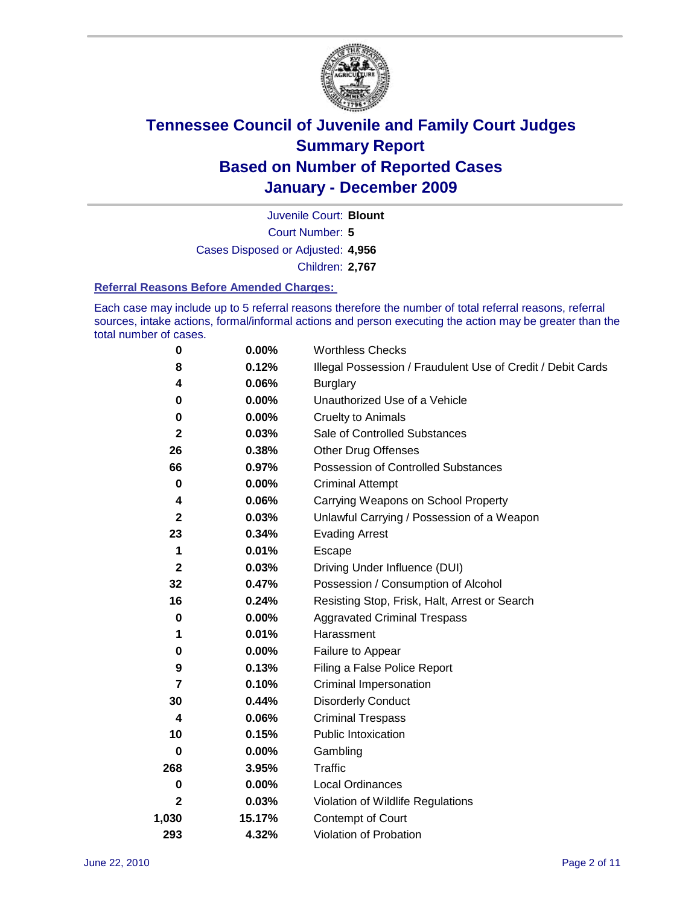# Tennessee Council of Juvenile and Family Court Judges
# Summary Report
# Based on Number of Reported Cases
# January - December 2009

Juvenile Court: **Blount**

Court Number: **5**

Cases Disposed or Adjusted: **4,956**

Children: **2,767**

### Referral Reasons Before Amended Charges:

Each case may include up to 5 referral reasons therefore the number of total referral reasons, referral sources, intake actions, formal/informal actions and person executing the action may be greater than the total number of cases.

| | | |
|---|---|---|
| 0 | 0.00% | Worthless Checks |
| 8 | 0.12% | Illegal Possession / Fraudulent Use of Credit / Debit Cards |
| 4 | 0.06% | Burglary |
| 0 | 0.00% | Unauthorized Use of a Vehicle |
| 0 | 0.00% | Cruelty to Animals |
| 2 | 0.03% | Sale of Controlled Substances |
| 26 | 0.38% | Other Drug Offenses |
| 66 | 0.97% | Possession of Controlled Substances |
| 0 | 0.00% | Criminal Attempt |
| 4 | 0.06% | Carrying Weapons on School Property |
| 2 | 0.03% | Unlawful Carrying / Possession of a Weapon |
| 23 | 0.34% | Evading Arrest |
| 1 | 0.01% | Escape |
| 2 | 0.03% | Driving Under Influence (DUI) |
| 32 | 0.47% | Possession / Consumption of Alcohol |
| 16 | 0.24% | Resisting Stop, Frisk, Halt, Arrest or Search |
| 0 | 0.00% | Aggravated Criminal Trespass |
| 1 | 0.01% | Harassment |
| 0 | 0.00% | Failure to Appear |
| 9 | 0.13% | Filing a False Police Report |
| 7 | 0.10% | Criminal Impersonation |
| 30 | 0.44% | Disorderly Conduct |
| 4 | 0.06% | Criminal Trespass |
| 10 | 0.15% | Public Intoxication |
| 0 | 0.00% | Gambling |
| 268 | 3.95% | Traffic |
| 0 | 0.00% | Local Ordinances |
| 2 | 0.03% | Violation of Wildlife Regulations |
| 1,030 | 15.17% | Contempt of Court |
| 293 | 4.32% | Violation of Probation |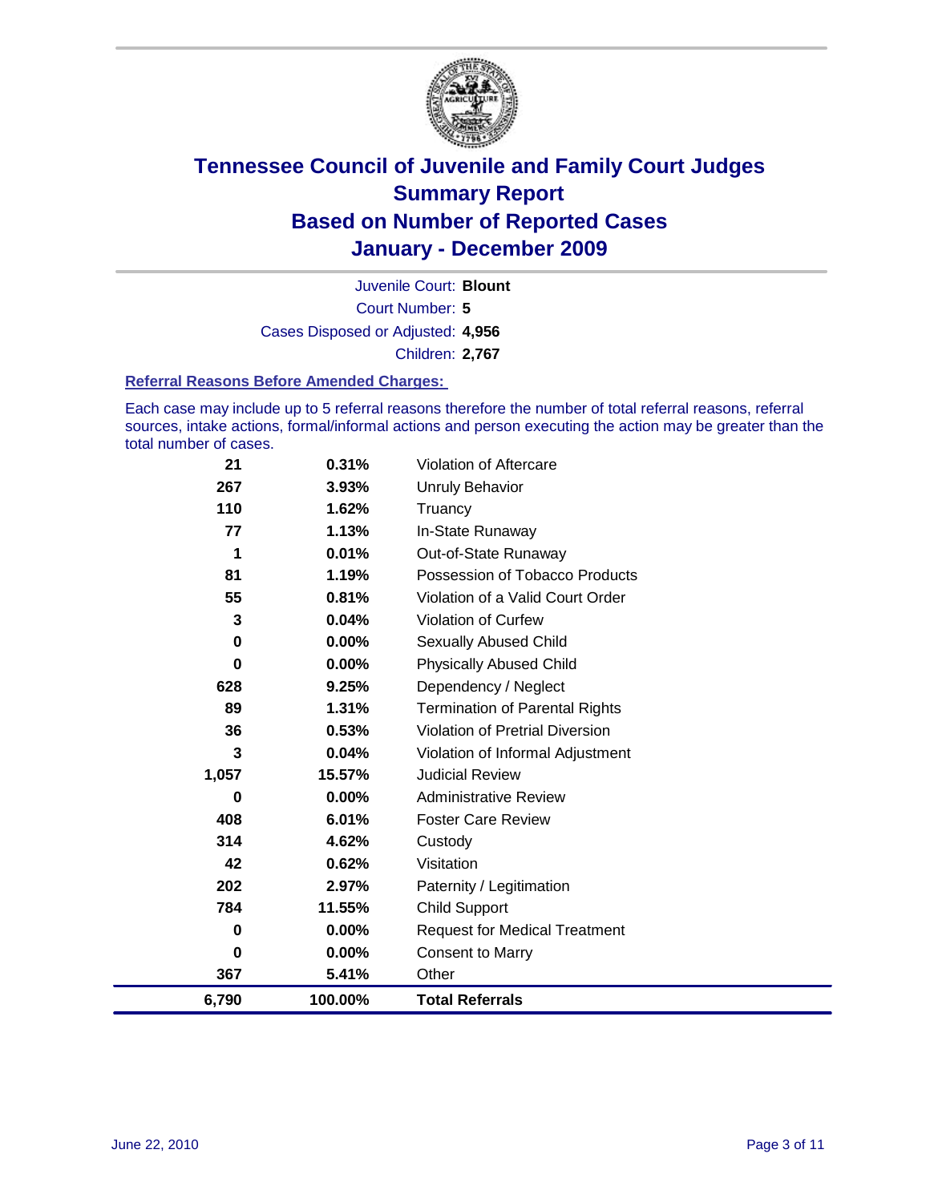# Tennessee Council of Juvenile and Family Court Judges
# Summary Report
# Based on Number of Reported Cases
# January - December 2009

Juvenile Court: **Blount**

Court Number: **5**

Cases Disposed or Adjusted: **4,956**

Children: **2,767**

### Referral Reasons Before Amended Charges:

Each case may include up to 5 referral reasons therefore the number of total referral reasons, referral sources, intake actions, formal/informal actions and person executing the action may be greater than the total number of cases.

| | | |
|---|---|---|
| 21 | 0.31% | Violation of Aftercare |
| 267 | 3.93% | Unruly Behavior |
| 110 | 1.62% | Truancy |
| 77 | 1.13% | In-State Runaway |
| 1 | 0.01% | Out-of-State Runaway |
| 81 | 1.19% | Possession of Tobacco Products |
| 55 | 0.81% | Violation of a Valid Court Order |
| 3 | 0.04% | Violation of Curfew |
| 0 | 0.00% | Sexually Abused Child |
| 0 | 0.00% | Physically Abused Child |
| 628 | 9.25% | Dependency / Neglect |
| 89 | 1.31% | Termination of Parental Rights |
| 36 | 0.53% | Violation of Pretrial Diversion |
| 3 | 0.04% | Violation of Informal Adjustment |
| 1,057 | 15.57% | Judicial Review |
| 0 | 0.00% | Administrative Review |
| 408 | 6.01% | Foster Care Review |
| 314 | 4.62% | Custody |
| 42 | 0.62% | Visitation |
| 202 | 2.97% | Paternity / Legitimation |
| 784 | 11.55% | Child Support |
| 0 | 0.00% | Request for Medical Treatment |
| 0 | 0.00% | Consent to Marry |
| 367 | 5.41% | Other |
| **6,790** | **100.00%** | **Total Referrals** |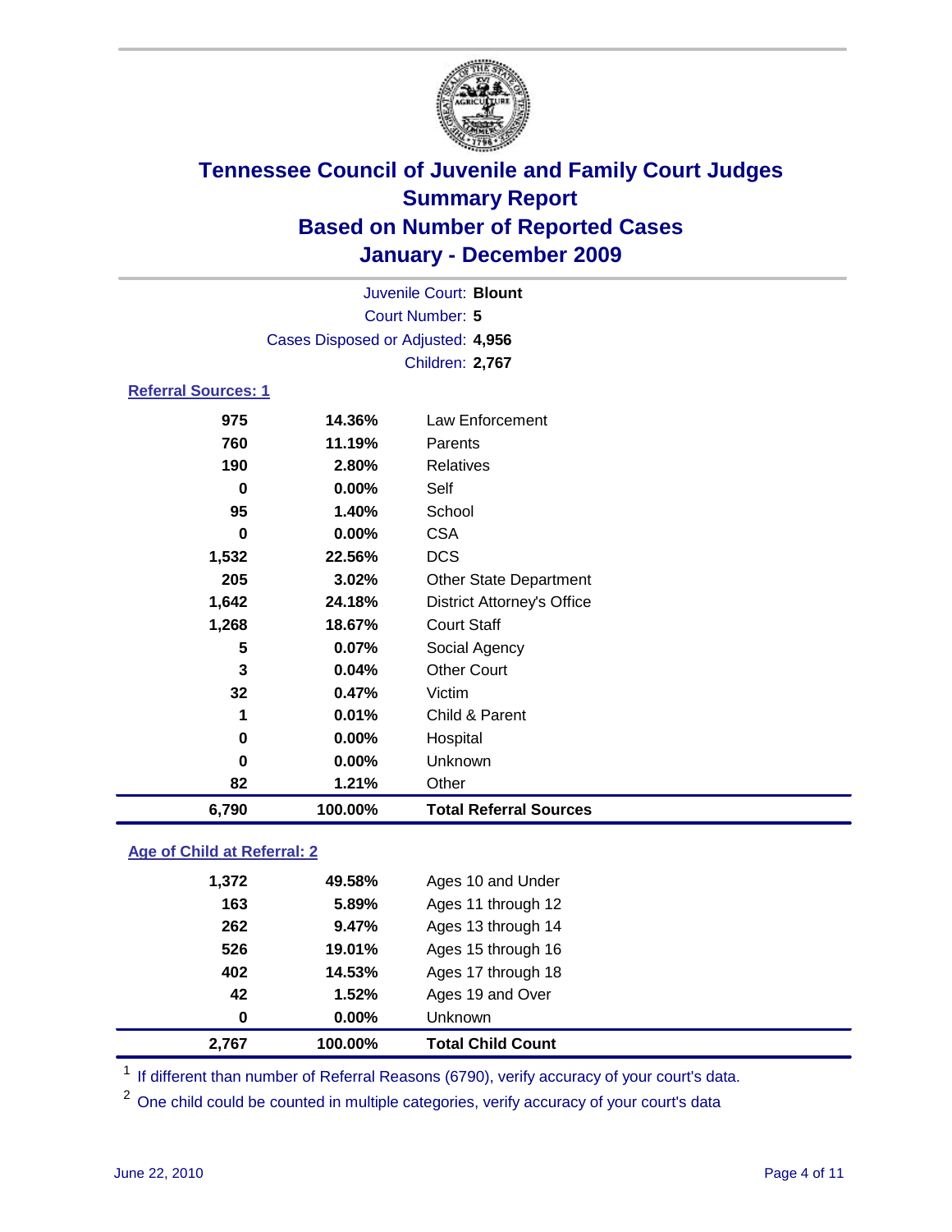# Tennessee Council of Juvenile and Family Court Judges
## Summary Report
## Based on Number of Reported Cases
## January - December 2009

Juvenile Court: **Blount**
Court Number: **5**
Cases Disposed or Adjusted: **4,956**
Children: **2,767**

### Referral Sources: 1

| | | |
|---|---|---|
| 975 | 14.36% | Law Enforcement |
| 760 | 11.19% | Parents |
| 190 | 2.80% | Relatives |
| 0 | 0.00% | Self |
| 95 | 1.40% | School |
| 0 | 0.00% | CSA |
| 1,532 | 22.56% | DCS |
| 205 | 3.02% | Other State Department |
| 1,642 | 24.18% | District Attorney's Office |
| 1,268 | 18.67% | Court Staff |
| 5 | 0.07% | Social Agency |
| 3 | 0.04% | Other Court |
| 32 | 0.47% | Victim |
| 1 | 0.01% | Child & Parent |
| 0 | 0.00% | Hospital |
| 0 | 0.00% | Unknown |
| 82 | 1.21% | Other |
| **6,790** | **100.00%** | **Total Referral Sources** |

### Age of Child at Referral: 2

| | | |
|---|---|---|
| 1,372 | 49.58% | Ages 10 and Under |
| 163 | 5.89% | Ages 11 through 12 |
| 262 | 9.47% | Ages 13 through 14 |
| 526 | 19.01% | Ages 15 through 16 |
| 402 | 14.53% | Ages 17 through 18 |
| 42 | 1.52% | Ages 19 and Over |
| 0 | 0.00% | Unknown |
| **2,767** | **100.00%** | **Total Child Count** |

[1] If different than number of Referral Reasons (6790), verify accuracy of your court's data.

[2] One child could be counted in multiple categories, verify accuracy of your court's data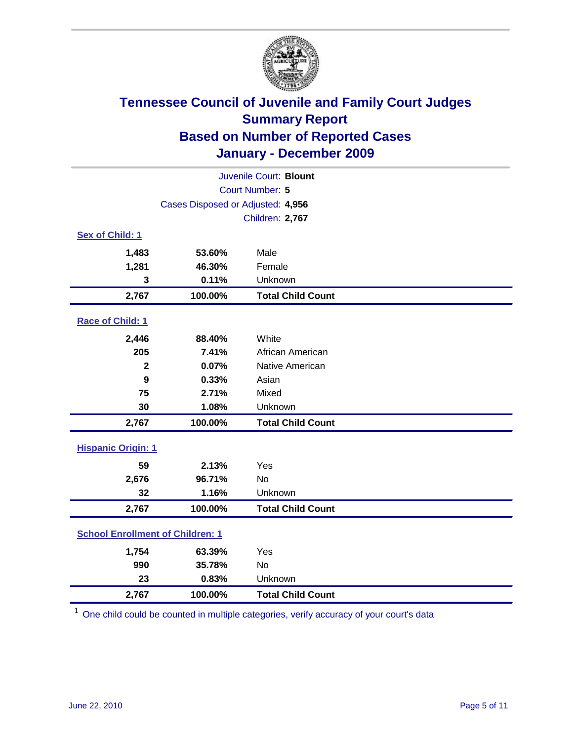# Tennessee Council of Juvenile and Family Court Judges
## Summary Report
## Based on Number of Reported Cases
## January - December 2009

Juvenile Court: **Blount**
Court Number: **5**
Cases Disposed or Adjusted: **4,956**
Children: **2,767**

### Sex of Child: 1

| | | |
|---|---|---|
| **1,483** | **53.60%** | Male |
| **1,281** | **46.30%** | Female |
| **3** | **0.11%** | Unknown |
| **2,767** | **100.00%** | **Total Child Count** |

### Race of Child: 1

| | | |
|---|---|---|
| **2,446** | **88.40%** | White |
| **205** | **7.41%** | African American |
| **2** | **0.07%** | Native American |
| **9** | **0.33%** | Asian |
| **75** | **2.71%** | Mixed |
| **30** | **1.08%** | Unknown |
| **2,767** | **100.00%** | **Total Child Count** |

### Hispanic Origin: 1

| | | |
|---|---|---|
| **59** | **2.13%** | Yes |
| **2,676** | **96.71%** | No |
| **32** | **1.16%** | Unknown |
| **2,767** | **100.00%** | **Total Child Count** |

### School Enrollment of Children: 1

| | | |
|---|---|---|
| **1,754** | **63.39%** | Yes |
| **990** | **35.78%** | No |
| **23** | **0.83%** | Unknown |
| **2,767** | **100.00%** | **Total Child Count** |

[1] One child could be counted in multiple categories, verify accuracy of your court's data

June 22, 2010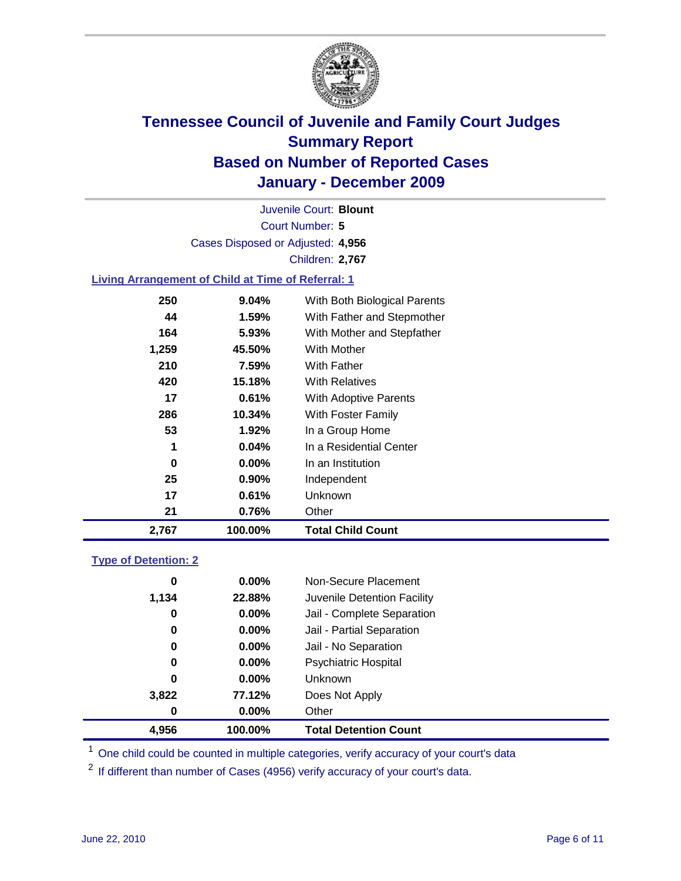# Tennessee Council of Juvenile and Family Court Judges
## Summary Report
## Based on Number of Reported Cases
## January - December 2009

Juvenile Court: **Blount**

Court Number: **5**

Cases Disposed or Adjusted: **4,956**

Children: **2,767**

### Living Arrangement of Child at Time of Referral: 1

| Count | Percent | Category |
|---|---|---|
| 250 | 9.04% | With Both Biological Parents |
| 44 | 1.59% | With Father and Stepmother |
| 164 | 5.93% | With Mother and Stepfather |
| 1,259 | 45.50% | With Mother |
| 210 | 7.59% | With Father |
| 420 | 15.18% | With Relatives |
| 17 | 0.61% | With Adoptive Parents |
| 286 | 10.34% | With Foster Family |
| 53 | 1.92% | In a Group Home |
| 1 | 0.04% | In a Residential Center |
| 0 | 0.00% | In an Institution |
| 25 | 0.90% | Independent |
| 17 | 0.61% | Unknown |
| 21 | 0.76% | Other |
| **2,767** | **100.00%** | **Total Child Count** |

### Type of Detention: 2

| Count | Percent | Category |
|---|---|---|
| 0 | 0.00% | Non-Secure Placement |
| 1,134 | 22.88% | Juvenile Detention Facility |
| 0 | 0.00% | Jail - Complete Separation |
| 0 | 0.00% | Jail - Partial Separation |
| 0 | 0.00% | Jail - No Separation |
| 0 | 0.00% | Psychiatric Hospital |
| 0 | 0.00% | Unknown |
| 3,822 | 77.12% | Does Not Apply |
| 0 | 0.00% | Other |
| **4,956** | **100.00%** | **Total Detention Count** |

[1] One child could be counted in multiple categories, verify accuracy of your court's data

[2] If different than number of Cases (4956) verify accuracy of your court's data.

June 22, 2010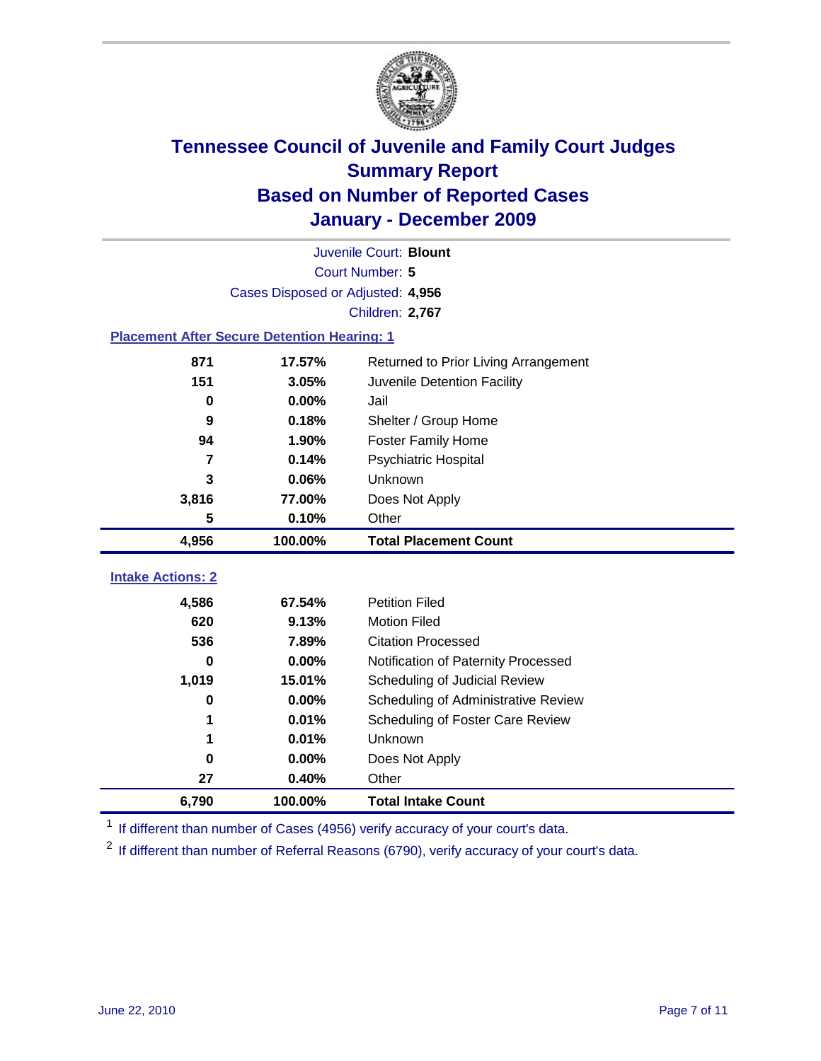# Tennessee Council of Juvenile and Family Court Judges
## Summary Report
## Based on Number of Reported Cases
## January - December 2009

Juvenile Court: **Blount**

Court Number: **5**

Cases Disposed or Adjusted: **4,956**

Children: **2,767**

### Placement After Secure Detention Hearing: 1

| Count | Percent | Placement |
|---|---|---|
| 871 | 17.57% | Returned to Prior Living Arrangement |
| 151 | 3.05% | Juvenile Detention Facility |
| 0 | 0.00% | Jail |
| 9 | 0.18% | Shelter / Group Home |
| 94 | 1.90% | Foster Family Home |
| 7 | 0.14% | Psychiatric Hospital |
| 3 | 0.06% | Unknown |
| 3,816 | 77.00% | Does Not Apply |
| 5 | 0.10% | Other |
| **4,956** | **100.00%** | **Total Placement Count** |

### Intake Actions: 2

| Count | Percent | Intake Action |
|---|---|---|
| 4,586 | 67.54% | Petition Filed |
| 620 | 9.13% | Motion Filed |
| 536 | 7.89% | Citation Processed |
| 0 | 0.00% | Notification of Paternity Processed |
| 1,019 | 15.01% | Scheduling of Judicial Review |
| 0 | 0.00% | Scheduling of Administrative Review |
| 1 | 0.01% | Scheduling of Foster Care Review |
| 1 | 0.01% | Unknown |
| 0 | 0.00% | Does Not Apply |
| 27 | 0.40% | Other |
| **6,790** | **100.00%** | **Total Intake Count** |

[1] If different than number of Cases (4956) verify accuracy of your court's data.

[2] If different than number of Referral Reasons (6790), verify accuracy of your court's data.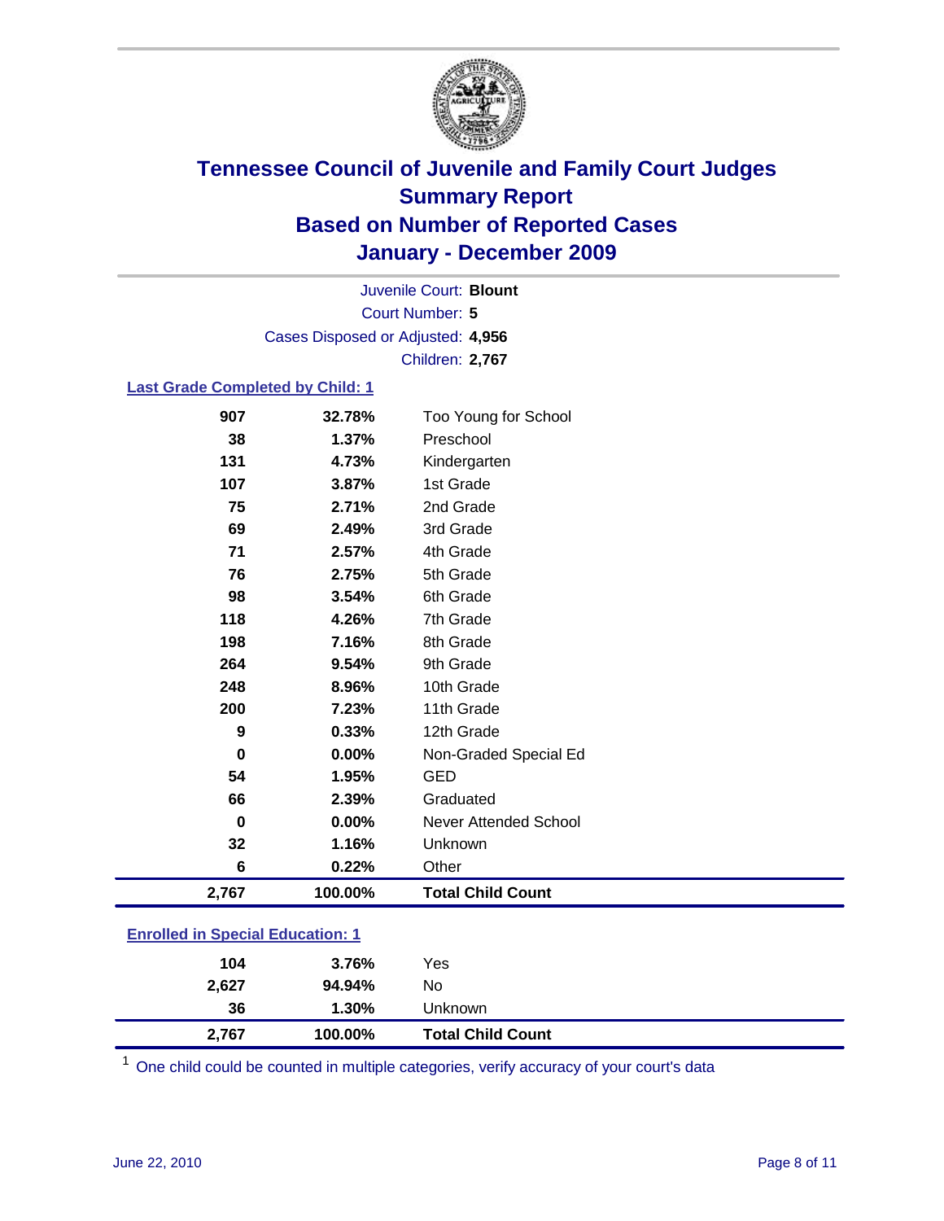# Tennessee Council of Juvenile and Family Court Judges
## Summary Report
## Based on Number of Reported Cases
## January - December 2009

Juvenile Court: **Blount**
Court Number: **5**
Cases Disposed or Adjusted: **4,956**
Children: **2,767**

### Last Grade Completed by Child: 1

| Count | Percent | Category |
|---|---|---|
| 907 | 32.78% | Too Young for School |
| 38 | 1.37% | Preschool |
| 131 | 4.73% | Kindergarten |
| 107 | 3.87% | 1st Grade |
| 75 | 2.71% | 2nd Grade |
| 69 | 2.49% | 3rd Grade |
| 71 | 2.57% | 4th Grade |
| 76 | 2.75% | 5th Grade |
| 98 | 3.54% | 6th Grade |
| 118 | 4.26% | 7th Grade |
| 198 | 7.16% | 8th Grade |
| 264 | 9.54% | 9th Grade |
| 248 | 8.96% | 10th Grade |
| 200 | 7.23% | 11th Grade |
| 9 | 0.33% | 12th Grade |
| 0 | 0.00% | Non-Graded Special Ed |
| 54 | 1.95% | GED |
| 66 | 2.39% | Graduated |
| 0 | 0.00% | Never Attended School |
| 32 | 1.16% | Unknown |
| 6 | 0.22% | Other |
| **2,767** | **100.00%** | **Total Child Count** |

### Enrolled in Special Education: 1

| Count | Percent | Category |
|---|---|---|
| 104 | 3.76% | Yes |
| 2,627 | 94.94% | No |
| 36 | 1.30% | Unknown |
| **2,767** | **100.00%** | **Total Child Count** |

[1] One child could be counted in multiple categories, verify accuracy of your court's data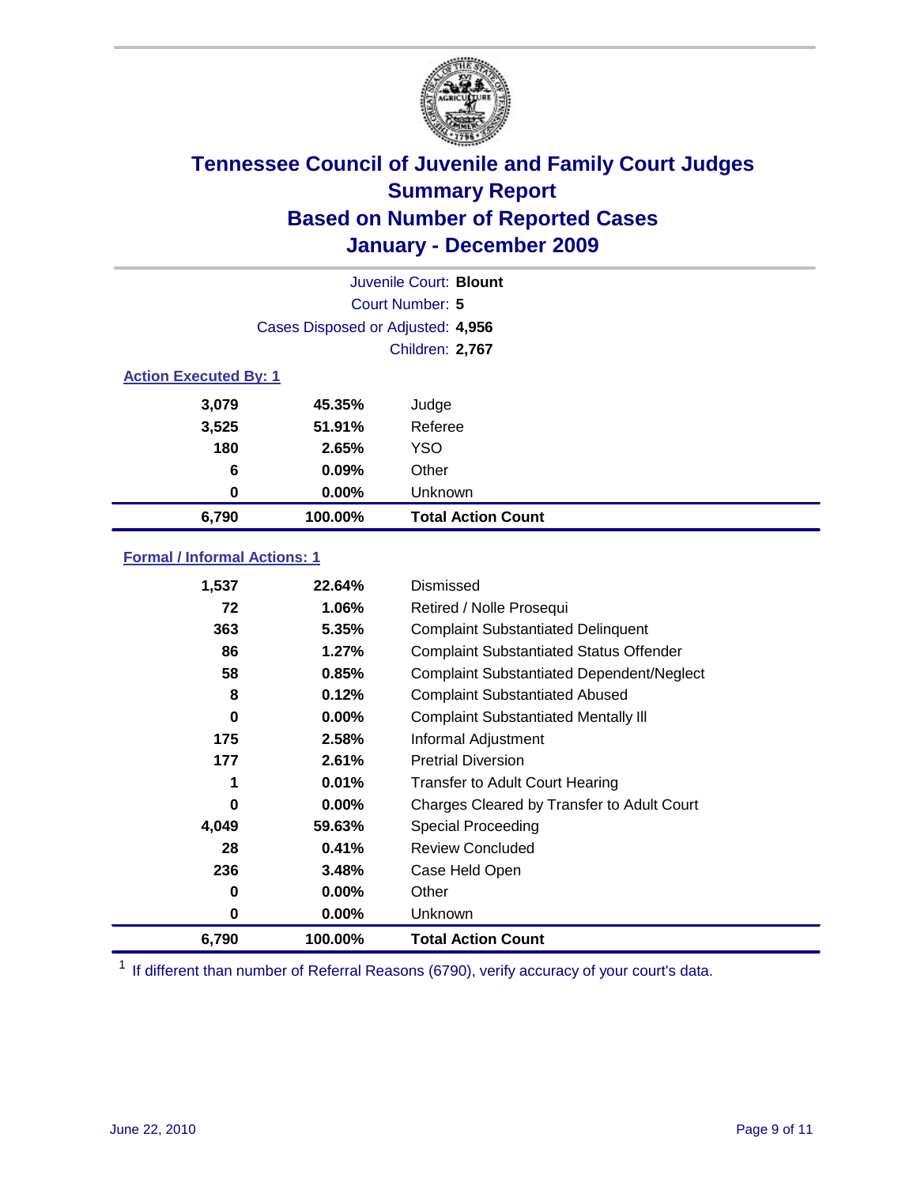# Tennessee Council of Juvenile and Family Court Judges
## Summary Report
## Based on Number of Reported Cases
## January - December 2009

Juvenile Court: **Blount**
Court Number: **5**
Cases Disposed or Adjusted: **4,956**
Children: **2,767**

### Action Executed By: 1

| | | |
|---|---|---|
| 3,079 | 45.35% | Judge |
| 3,525 | 51.91% | Referee |
| 180 | 2.65% | YSO |
| 6 | 0.09% | Other |
| 0 | 0.00% | Unknown |
| **6,790** | **100.00%** | **Total Action Count** |

### Formal / Informal Actions: 1

| | | |
|---|---|---|
| 1,537 | 22.64% | Dismissed |
| 72 | 1.06% | Retired / Nolle Prosequi |
| 363 | 5.35% | Complaint Substantiated Delinquent |
| 86 | 1.27% | Complaint Substantiated Status Offender |
| 58 | 0.85% | Complaint Substantiated Dependent/Neglect |
| 8 | 0.12% | Complaint Substantiated Abused |
| 0 | 0.00% | Complaint Substantiated Mentally Ill |
| 175 | 2.58% | Informal Adjustment |
| 177 | 2.61% | Pretrial Diversion |
| 1 | 0.01% | Transfer to Adult Court Hearing |
| 0 | 0.00% | Charges Cleared by Transfer to Adult Court |
| 4,049 | 59.63% | Special Proceeding |
| 28 | 0.41% | Review Concluded |
| 236 | 3.48% | Case Held Open |
| 0 | 0.00% | Other |
| 0 | 0.00% | Unknown |
| **6,790** | **100.00%** | **Total Action Count** |

[1] If different than number of Referral Reasons (6790), verify accuracy of your court's data.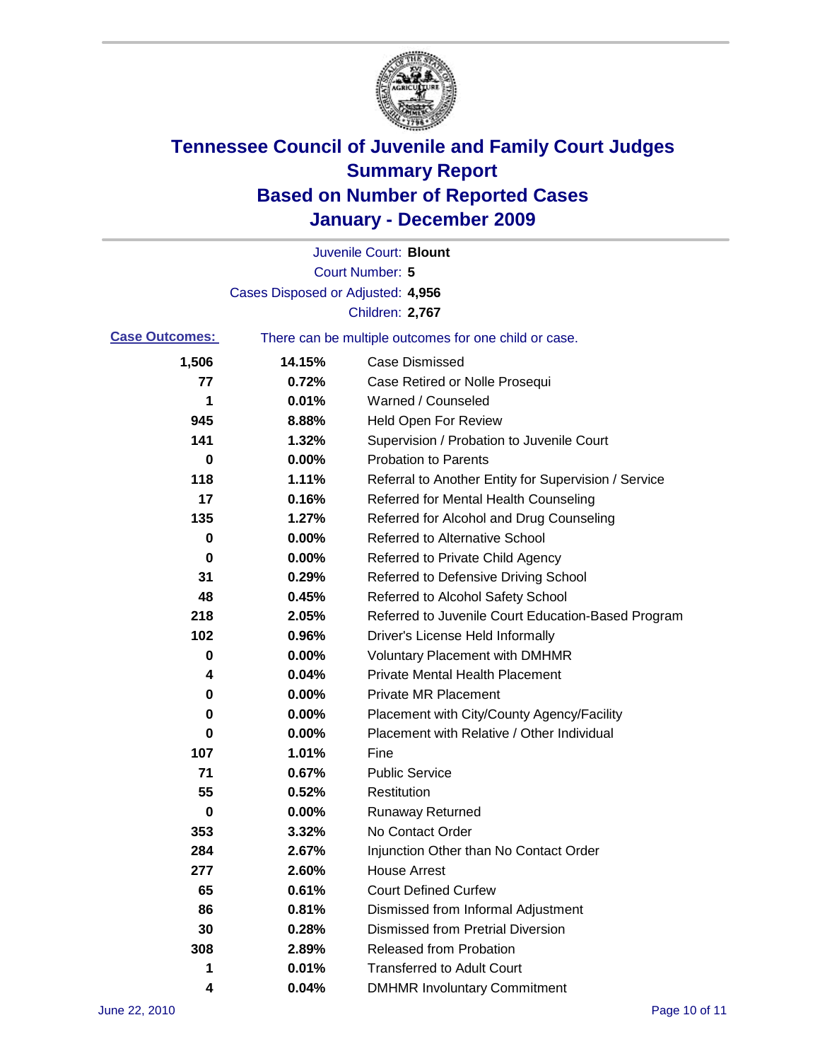# Tennessee Council of Juvenile and Family Court Judges
## Summary Report
## Based on Number of Reported Cases
## January - December 2009

Juvenile Court: **Blount**
Court Number: **5**
Cases Disposed or Adjusted: **4,956**
Children: **2,767**

**Case Outcomes:** There can be multiple outcomes for one child or case.

| | | |
|---|---|---|
| 1,506 | 14.15% | Case Dismissed |
| 77 | 0.72% | Case Retired or Nolle Prosequi |
| 1 | 0.01% | Warned / Counseled |
| 945 | 8.88% | Held Open For Review |
| 141 | 1.32% | Supervision / Probation to Juvenile Court |
| 0 | 0.00% | Probation to Parents |
| 118 | 1.11% | Referral to Another Entity for Supervision / Service |
| 17 | 0.16% | Referred for Mental Health Counseling |
| 135 | 1.27% | Referred for Alcohol and Drug Counseling |
| 0 | 0.00% | Referred to Alternative School |
| 0 | 0.00% | Referred to Private Child Agency |
| 31 | 0.29% | Referred to Defensive Driving School |
| 48 | 0.45% | Referred to Alcohol Safety School |
| 218 | 2.05% | Referred to Juvenile Court Education-Based Program |
| 102 | 0.96% | Driver's License Held Informally |
| 0 | 0.00% | Voluntary Placement with DMHMR |
| 4 | 0.04% | Private Mental Health Placement |
| 0 | 0.00% | Private MR Placement |
| 0 | 0.00% | Placement with City/County Agency/Facility |
| 0 | 0.00% | Placement with Relative / Other Individual |
| 107 | 1.01% | Fine |
| 71 | 0.67% | Public Service |
| 55 | 0.52% | Restitution |
| 0 | 0.00% | Runaway Returned |
| 353 | 3.32% | No Contact Order |
| 284 | 2.67% | Injunction Other than No Contact Order |
| 277 | 2.60% | House Arrest |
| 65 | 0.61% | Court Defined Curfew |
| 86 | 0.81% | Dismissed from Informal Adjustment |
| 30 | 0.28% | Dismissed from Pretrial Diversion |
| 308 | 2.89% | Released from Probation |
| 1 | 0.01% | Transferred to Adult Court |
| 4 | 0.04% | DMHMR Involuntary Commitment |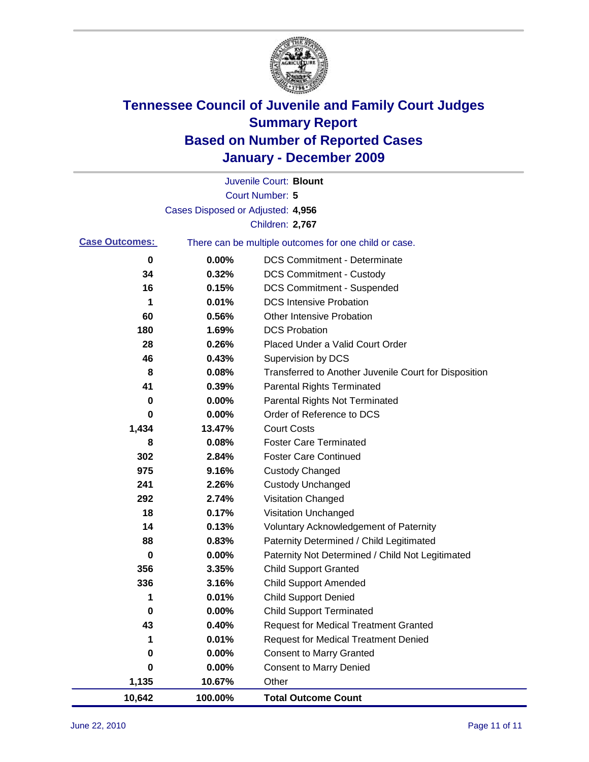# Tennessee Council of Juvenile and Family Court Judges
## Summary Report
## Based on Number of Reported Cases
## January - December 2009

Juvenile Court: **Blount**

Court Number: **5**

Cases Disposed or Adjusted: **4,956**

Children: **2,767**

**Case Outcomes:** There can be multiple outcomes for one child or case.

| | | |
|---|---|---|
| 0 | 0.00% | DCS Commitment - Determinate |
| 34 | 0.32% | DCS Commitment - Custody |
| 16 | 0.15% | DCS Commitment - Suspended |
| 1 | 0.01% | DCS Intensive Probation |
| 60 | 0.56% | Other Intensive Probation |
| 180 | 1.69% | DCS Probation |
| 28 | 0.26% | Placed Under a Valid Court Order |
| 46 | 0.43% | Supervision by DCS |
| 8 | 0.08% | Transferred to Another Juvenile Court for Disposition |
| 41 | 0.39% | Parental Rights Terminated |
| 0 | 0.00% | Parental Rights Not Terminated |
| 0 | 0.00% | Order of Reference to DCS |
| 1,434 | 13.47% | Court Costs |
| 8 | 0.08% | Foster Care Terminated |
| 302 | 2.84% | Foster Care Continued |
| 975 | 9.16% | Custody Changed |
| 241 | 2.26% | Custody Unchanged |
| 292 | 2.74% | Visitation Changed |
| 18 | 0.17% | Visitation Unchanged |
| 14 | 0.13% | Voluntary Acknowledgement of Paternity |
| 88 | 0.83% | Paternity Determined / Child Legitimated |
| 0 | 0.00% | Paternity Not Determined / Child Not Legitimated |
| 356 | 3.35% | Child Support Granted |
| 336 | 3.16% | Child Support Amended |
| 1 | 0.01% | Child Support Denied |
| 0 | 0.00% | Child Support Terminated |
| 43 | 0.40% | Request for Medical Treatment Granted |
| 1 | 0.01% | Request for Medical Treatment Denied |
| 0 | 0.00% | Consent to Marry Granted |
| 0 | 0.00% | Consent to Marry Denied |
| 1,135 | 10.67% | Other |
| **10,642** | **100.00%** | **Total Outcome Count** |

June 22, 2010